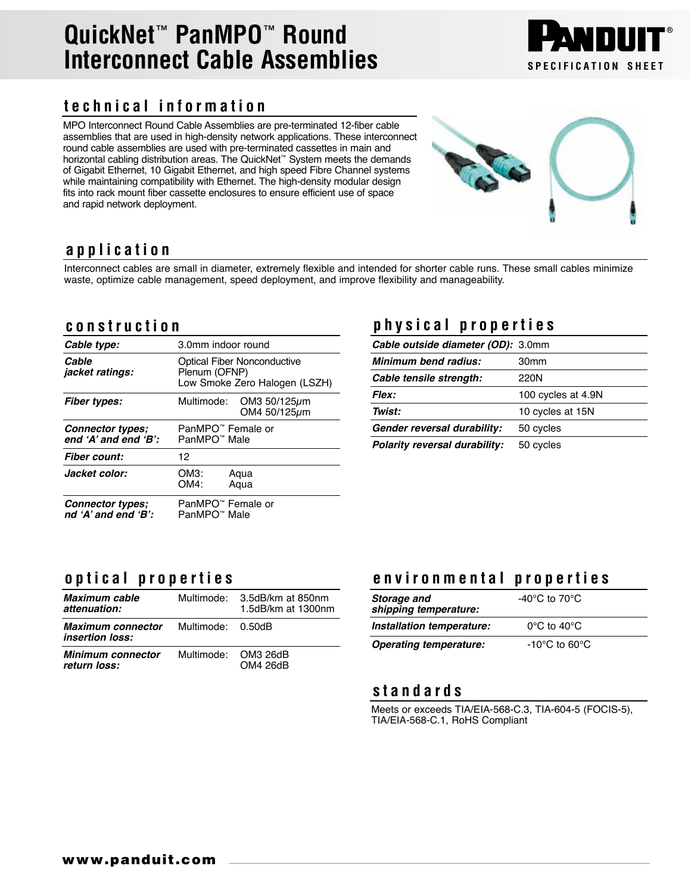# QuickNet™ PanMPO™ Round Interconnect Cable Assemblies

PANDUIT® SPECIFICATION SHEET

## technical information

MPO Interconnect Round Cable Assemblies are pre-terminated 12-fiber cable assemblies that are used in high-density network applications. These interconnect round cable assemblies are used with pre-terminated cassettes in main and horizontal cabling distribution areas. The QuickNet™ System meets the demands of Gigabit Ethernet, 10 Gigabit Ethernet, and high speed Fibre Channel systems while maintaining compatibility with Ethernet. The high-density modular design fits into rack mount fiber cassette enclosures to ensure efficient use of space and rapid network deployment.

## application

Interconnect cables are small in diameter, extremely flexible and intended for shorter cable runs. These small cables minimize waste, optimize cable management, speed deployment, and improve flexibility and manageability.

## construction

| | |
|---|---|
| ***Cable type:*** | 3.0mm indoor round |
| ***Cable jacket ratings:*** | Optical Fiber Nonconductive Plenum (OFNP)<br>Low Smoke Zero Halogen (LSZH) |
| ***Fiber types:*** | Multimode: OM3 50/125μm<br>OM4 50/125μm |
| ***Connector types; end 'A' and end 'B':*** | PanMPO™ Female or PanMPO™ Male |
| ***Fiber count:*** | 12 |
| ***Jacket color:*** | OM3: Aqua<br>OM4: Aqua |
| ***Connector types; nd 'A' and end 'B':*** | PanMPO™ Female or PanMPO™ Male |

## physical properties

| | |
|---|---|
| ***Cable outside diameter (OD):*** | 3.0mm |
| ***Minimum bend radius:*** | 30mm |
| ***Cable tensile strength:*** | 220N |
| ***Flex:*** | 100 cycles at 4.9N |
| ***Twist:*** | 10 cycles at 15N |
| ***Gender reversal durability:*** | 50 cycles |
| ***Polarity reversal durability:*** | 50 cycles |

## optical properties

| | | |
|---|---|---|
| ***Maximum cable attenuation:*** | Multimode: | 3.5dB/km at 850nm<br>1.5dB/km at 1300nm |
| ***Maximum connector insertion loss:*** | Multimode: | 0.50dB |
| ***Minimum connector return loss:*** | Multimode: | OM3 26dB<br>OM4 26dB |

## environmental properties

| | |
|---|---|
| ***Storage and shipping temperature:*** | -40°C to 70°C |
| ***Installation temperature:*** | 0°C to 40°C |
| ***Operating temperature:*** | -10°C to 60°C |

## standards

Meets or exceeds TIA/EIA-568-C.3, TIA-604-5 (FOCIS-5), TIA/EIA-568-C.1, RoHS Compliant

**www.panduit.com**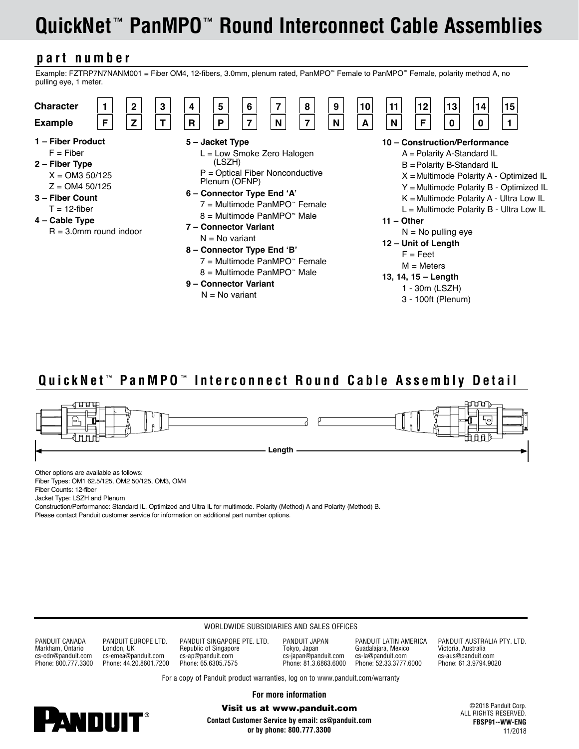# QuickNet™ PanMPO™ Round Interconnect Cable Assemblies

## part number

Example: FZTRP7N7NANM001 = Fiber OM4, 12-fibers, 3.0mm, plenum rated, PanMPO™ Female to PanMPO™ Female, polarity method A, no pulling eye, 1 meter.

| Character | 1 | 2 | 3 | 4 | 5 | 6 | 7 | 8 | 9 | 10 | 11 | 12 | 13 | 14 | 15 |
|---|---|---|---|---|---|---|---|---|---|---|---|---|---|---|---|
| Example | F | Z | T | R | P | 7 | N | 7 | N | A | N | F | 0 | 0 | 1 |

**1 – Fiber Product**
- F = Fiber

**2 – Fiber Type**
- X = OM3 50/125
- Z = OM4 50/125

**3 – Fiber Count**
- T = 12-fiber

**4 – Cable Type**
- R = 3.0mm round indoor

**5 – Jacket Type**
- L = Low Smoke Zero Halogen (LSZH)
- P = Optical Fiber Nonconductive Plenum (OFNP)

**6 – Connector Type End 'A'**
- 7 = Multimode PanMPO™ Female
- 8 = Multimode PanMPO™ Male

**7 – Connector Variant**
- N = No variant

**8 – Connector Type End 'B'**
- 7 = Multimode PanMPO™ Female
- 8 = Multimode PanMPO™ Male

**9 – Connector Variant**
- N = No variant

**10 – Construction/Performance**
- A = Polarity A-Standard IL
- B = Polarity B-Standard IL
- X = Multimode Polarity A - Optimized IL
- Y = Multimode Polarity B - Optimized IL
- K = Multimode Polarity A - Ultra Low IL
- L = Multimode Polarity B - Ultra Low IL

**11 – Other**
- N = No pulling eye

**12 – Unit of Length**
- F = Feet
- M = Meters

**13, 14, 15 – Length**
- 1 - 30m (LSZH)
- 3 - 100ft (Plenum)

## QuickNet™ PanMPO™ Interconnect Round Cable Assembly Detail

Length

Other options are available as follows:
Fiber Types: OM1 62.5/125, OM2 50/125, OM3, OM4
Fiber Counts: 12-fiber
Jacket Type: LSZH and Plenum
Construction/Performance: Standard IL. Optimized and Ultra IL for multimode. Polarity (Method) A and Polarity (Method) B.
Please contact Panduit customer service for information on additional part number options.

WORLDWIDE SUBSIDIARIES AND SALES OFFICES

PANDUIT CANADA
Markham, Ontario
cs-cdn@panduit.com
Phone: 800.777.3300

PANDUIT EUROPE LTD.
London, UK
cs-emea@panduit.com
Phone: 44.20.8601.7200

PANDUIT SINGAPORE PTE. LTD.
Republic of Singapore
cs-ap@panduit.com
Phone: 65.6305.7575

PANDUIT JAPAN
Tokyo, Japan
cs-japan@panduit.com
Phone: 81.3.6863.6000

PANDUIT LATIN AMERICA
Guadalajara, Mexico
cs-la@panduit.com
Phone: 52.33.3777.6000

PANDUIT AUSTRALIA PTY. LTD.
Victoria, Australia
cs-aus@panduit.com
Phone: 61.3.9794.9020

For a copy of Panduit product warranties, log on to www.panduit.com/warranty

PANDUIT®

**For more information**

**Visit us at www.panduit.com**

**Contact Customer Service by email: cs@panduit.com or by phone: 800.777.3300**

©2018 Panduit Corp.
ALL RIGHTS RESERVED.
**FBSP91--WW-ENG**
11/2018